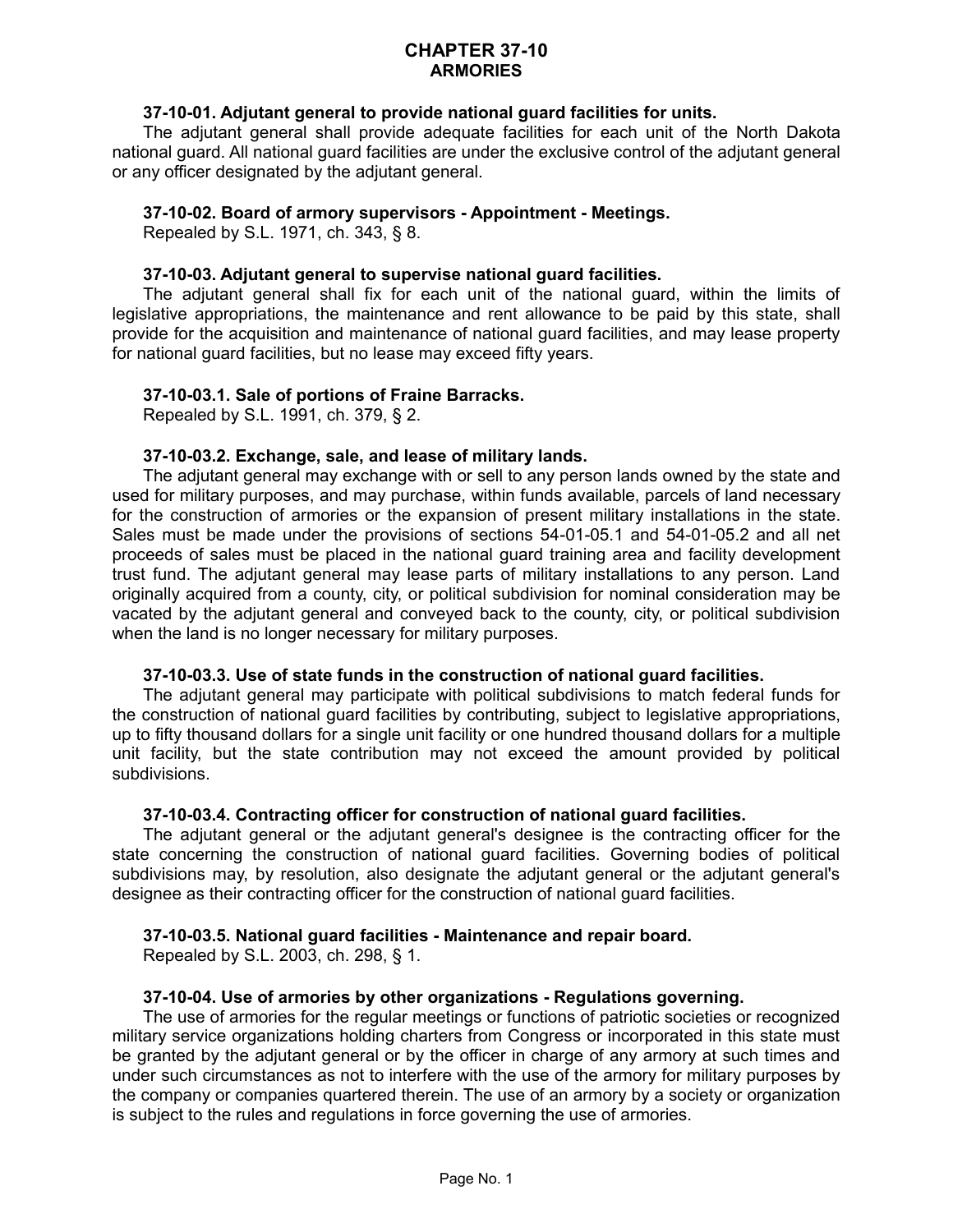# CHAPTER 37-10
## ARMORIES

**37-10-01. Adjutant general to provide national guard facilities for units.**

The adjutant general shall provide adequate facilities for each unit of the North Dakota national guard. All national guard facilities are under the exclusive control of the adjutant general or any officer designated by the adjutant general.

**37-10-02. Board of armory supervisors - Appointment - Meetings.**

Repealed by S.L. 1971, ch. 343, § 8.

**37-10-03. Adjutant general to supervise national guard facilities.**

The adjutant general shall fix for each unit of the national guard, within the limits of legislative appropriations, the maintenance and rent allowance to be paid by this state, shall provide for the acquisition and maintenance of national guard facilities, and may lease property for national guard facilities, but no lease may exceed fifty years.

**37-10-03.1. Sale of portions of Fraine Barracks.**

Repealed by S.L. 1991, ch. 379, § 2.

**37-10-03.2. Exchange, sale, and lease of military lands.**

The adjutant general may exchange with or sell to any person lands owned by the state and used for military purposes, and may purchase, within funds available, parcels of land necessary for the construction of armories or the expansion of present military installations in the state. Sales must be made under the provisions of sections 54-01-05.1 and 54-01-05.2 and all net proceeds of sales must be placed in the national guard training area and facility development trust fund. The adjutant general may lease parts of military installations to any person. Land originally acquired from a county, city, or political subdivision for nominal consideration may be vacated by the adjutant general and conveyed back to the county, city, or political subdivision when the land is no longer necessary for military purposes.

**37-10-03.3. Use of state funds in the construction of national guard facilities.**

The adjutant general may participate with political subdivisions to match federal funds for the construction of national guard facilities by contributing, subject to legislative appropriations, up to fifty thousand dollars for a single unit facility or one hundred thousand dollars for a multiple unit facility, but the state contribution may not exceed the amount provided by political subdivisions.

**37-10-03.4. Contracting officer for construction of national guard facilities.**

The adjutant general or the adjutant general's designee is the contracting officer for the state concerning the construction of national guard facilities. Governing bodies of political subdivisions may, by resolution, also designate the adjutant general or the adjutant general's designee as their contracting officer for the construction of national guard facilities.

**37-10-03.5. National guard facilities - Maintenance and repair board.**

Repealed by S.L. 2003, ch. 298, § 1.

**37-10-04. Use of armories by other organizations - Regulations governing.**

The use of armories for the regular meetings or functions of patriotic societies or recognized military service organizations holding charters from Congress or incorporated in this state must be granted by the adjutant general or by the officer in charge of any armory at such times and under such circumstances as not to interfere with the use of the armory for military purposes by the company or companies quartered therein. The use of an armory by a society or organization is subject to the rules and regulations in force governing the use of armories.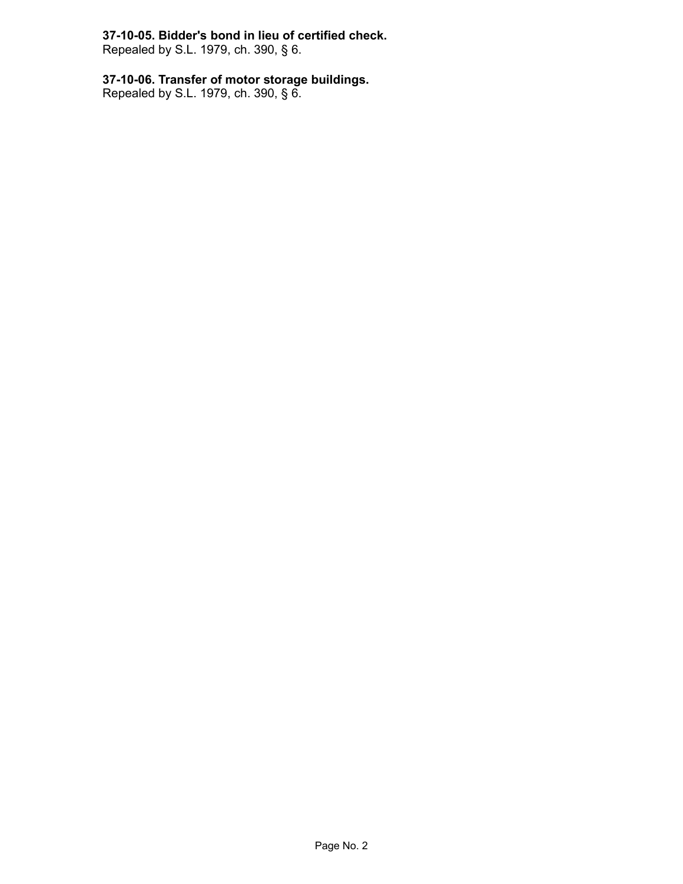**37-10-05. Bidder's bond in lieu of certified check.**
Repealed by S.L. 1979, ch. 390, § 6.

**37-10-06. Transfer of motor storage buildings.**
Repealed by S.L. 1979, ch. 390, § 6.